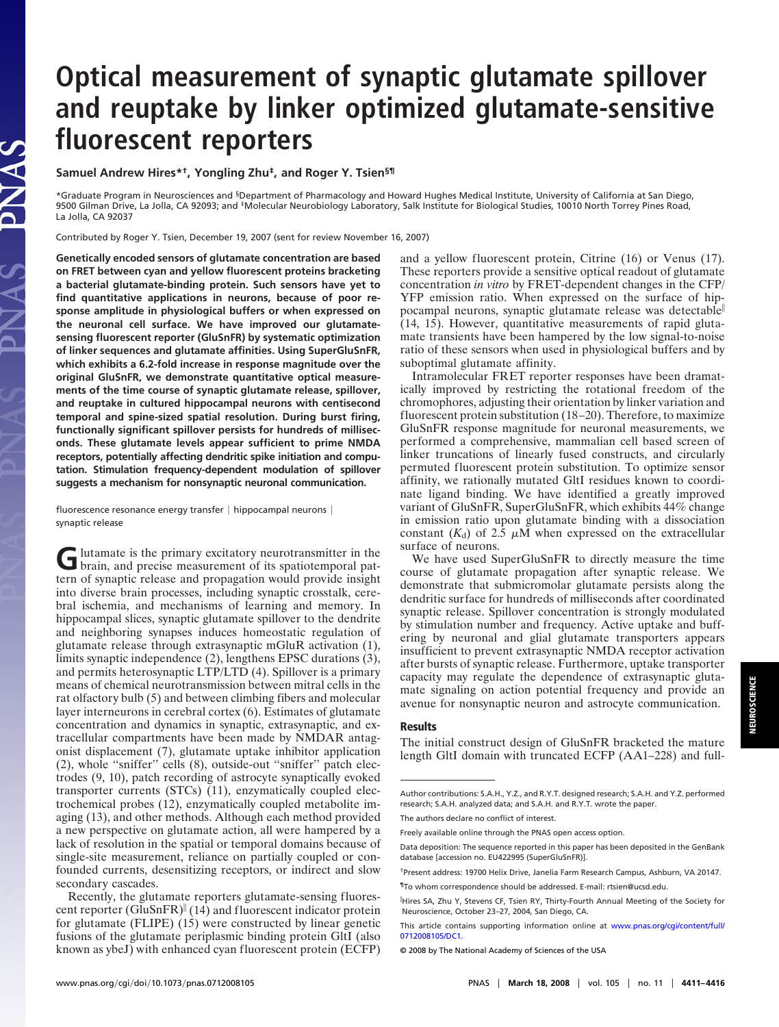# Optical measurement of synaptic glutamate spillover and reuptake by linker optimized glutamate-sensitive fluorescent reporters

**Samuel Andrew Hires*†, Yongling Zhu‡, and Roger Y. Tsien§¶**

*Graduate Program in Neurosciences and §Department of Pharmacology and Howard Hughes Medical Institute, University of California at San Diego, 9500 Gilman Drive, La Jolla, CA 92093; and ‡Molecular Neurobiology Laboratory, Salk Institute for Biological Studies, 10010 North Torrey Pines Road, La Jolla, CA 92037

Contributed by Roger Y. Tsien, December 19, 2007 (sent for review November 16, 2007)

**Genetically encoded sensors of glutamate concentration are based on FRET between cyan and yellow fluorescent proteins bracketing a bacterial glutamate-binding protein. Such sensors have yet to find quantitative applications in neurons, because of poor response amplitude in physiological buffers or when expressed on the neuronal cell surface. We have improved our glutamate-sensing fluorescent reporter (GluSnFR) by systematic optimization of linker sequences and glutamate affinities. Using SuperGluSnFR, which exhibits a 6.2-fold increase in response magnitude over the original GluSnFR, we demonstrate quantitative optical measurements of the time course of synaptic glutamate release, spillover, and reuptake in cultured hippocampal neurons with centisecond temporal and spine-sized spatial resolution. During burst firing, functionally significant spillover persists for hundreds of milliseconds. These glutamate levels appear sufficient to prime NMDA receptors, potentially affecting dendritic spike initiation and computation. Stimulation frequency-dependent modulation of spillover suggests a mechanism for nonsynaptic neuronal communication.**

fluorescence resonance energy transfer | hippocampal neurons | synaptic release

Glutamate is the primary excitatory neurotransmitter in the brain, and precise measurement of its spatiotemporal pattern of synaptic release and propagation would provide insight into diverse brain processes, including synaptic crosstalk, cerebral ischemia, and mechanisms of learning and memory. In hippocampal slices, synaptic glutamate spillover to the dendrite and neighboring synapses induces homeostatic regulation of glutamate release through extrasynaptic mGluR activation (1), limits synaptic independence (2), lengthens EPSC durations (3), and permits heterosynaptic LTP/LTD (4). Spillover is a primary means of chemical neurotransmission between mitral cells in the rat olfactory bulb (5) and between climbing fibers and molecular layer interneurons in cerebral cortex (6). Estimates of glutamate concentration and dynamics in synaptic, extrasynaptic, and extracellular compartments have been made by NMDAR antagonist displacement (7), glutamate uptake inhibitor application (2), whole "sniffer" cells (8), outside-out "sniffer" patch electrodes (9, 10), patch recording of astrocyte synaptically evoked transporter currents (STCs) (11), enzymatically coupled electrochemical probes (12), enzymatically coupled metabolite imaging (13), and other methods. Although each method provided a new perspective on glutamate action, all were hampered by a lack of resolution in the spatial or temporal domains because of single-site measurement, reliance on partially coupled or confounded currents, desensitizing receptors, or indirect and slow secondary cascades.

Recently, the glutamate reporters glutamate-sensing fluorescent reporter (GluSnFR)‖ (14) and fluorescent indicator protein for glutamate (FLIPE) (15) were constructed by linear genetic fusions of the glutamate periplasmic binding protein GltI (also known as ybeJ) with enhanced cyan fluorescent protein (ECFP) and a yellow fluorescent protein, Citrine (16) or Venus (17). These reporters provide a sensitive optical readout of glutamate concentration *in vitro* by FRET-dependent changes in the CFP/YFP emission ratio. When expressed on the surface of hippocampal neurons, synaptic glutamate release was detectable‖ (14, 15). However, quantitative measurements of rapid glutamate transients have been hampered by the low signal-to-noise ratio of these sensors when used in physiological buffers and by suboptimal glutamate affinity.

Intramolecular FRET reporter responses have been dramatically improved by restricting the rotational freedom of the chromophores, adjusting their orientation by linker variation and fluorescent protein substitution (18–20). Therefore, to maximize GluSnFR response magnitude for neuronal measurements, we performed a comprehensive, mammalian cell based screen of linker truncations of linearly fused constructs, and circularly permuted fluorescent protein substitution. To optimize sensor affinity, we rationally mutated GltI residues known to coordinate ligand binding. We have identified a greatly improved variant of GluSnFR, SuperGluSnFR, which exhibits 44% change in emission ratio upon glutamate binding with a dissociation constant ($K_d$) of 2.5 μM when expressed on the extracellular surface of neurons.

We have used SuperGluSnFR to directly measure the time course of glutamate propagation after synaptic release. We demonstrate that submicromolar glutamate persists along the dendritic surface for hundreds of milliseconds after coordinated synaptic release. Spillover concentration is strongly modulated by stimulation number and frequency. Active uptake and buffering by neuronal and glial glutamate transporters appears insufficient to prevent extrasynaptic NMDA receptor activation after bursts of synaptic release. Furthermore, uptake transporter capacity may regulate the dependence of extrasynaptic glutamate signaling on action potential frequency and provide an avenue for nonsynaptic neuron and astrocyte communication.

## Results

The initial construct design of GluSnFR bracketed the mature length GltI domain with truncated ECFP (AA1–228) and full-

---

Author contributions: S.A.H., Y.Z., and R.Y.T. designed research; S.A.H. and Y.Z. performed research; S.A.H. analyzed data; and S.A.H. and R.Y.T. wrote the paper.

The authors declare no conflict of interest.

Freely available online through the PNAS open access option.

Data deposition: The sequence reported in this paper has been deposited in the GenBank database [accession no. EU422995 (SuperGluSnFR)].

†Present address: 19700 Helix Drive, Janelia Farm Research Campus, Ashburn, VA 20147.

¶To whom correspondence should be addressed. E-mail: rtsien@ucsd.edu.

‖Hires SA, Zhu Y, Stevens CF, Tsien RY, Thirty-Fourth Annual Meeting of the Society for Neuroscience, October 23–27, 2004, San Diego, CA.

This article contains supporting information online at www.pnas.org/cgi/content/full/0712008105/DC1.

© 2008 by The National Academy of Sciences of the USA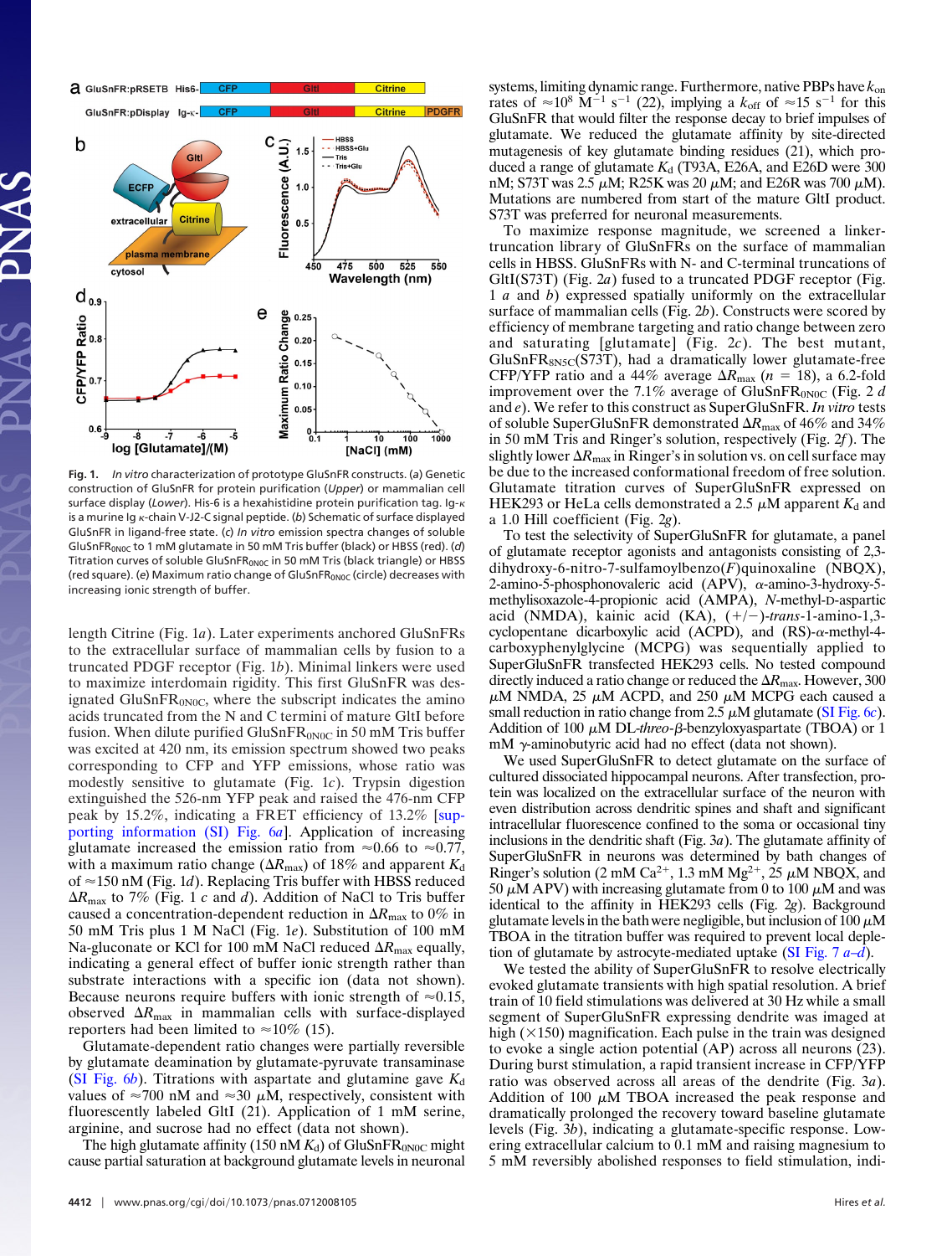Fig. 1. *In vitro* characterization of prototype GluSnFR constructs. (*a*) Genetic construction of GluSnFR for protein purification (*Upper*) or mammalian cell surface display (*Lower*). His-6 is a hexahistidine protein purification tag. Ig-κ is a murine Ig κ-chain V-J2-C signal peptide. (*b*) Schematic of surface displayed GluSnFR in ligand-free state. (*c*) *In vitro* emission spectra changes of soluble $GluSnFR_{0N0C}$ to 1 mM glutamate in 50 mM Tris buffer (black) or HBSS (red). (*d*) Titration curves of soluble $GluSnFR_{0N0C}$ in 50 mM Tris (black triangle) or HBSS (red square). (*e*) Maximum ratio change of $GluSnFR_{0N0C}$ (circle) decreases with increasing ionic strength of buffer.

length Citrine (Fig. 1*a*). Later experiments anchored GluSnFRs to the extracellular surface of mammalian cells by fusion to a truncated PDGF receptor (Fig. 1*b*). Minimal linkers were used to maximize interdomain rigidity. This first GluSnFR was designated $GluSnFR_{0N0C}$, where the subscript indicates the amino acids truncated from the N and C termini of mature GltI before fusion. When dilute purified $GluSnFR_{0N0C}$ in 50 mM Tris buffer was excited at 420 nm, its emission spectrum showed two peaks corresponding to CFP and YFP emissions, whose ratio was modestly sensitive to glutamate (Fig. 1*c*). Trypsin digestion extinguished the 526-nm YFP peak and raised the 476-nm CFP peak by 15.2%, indicating a FRET efficiency of 13.2% [supporting information (SI) Fig. 6*a*]. Application of increasing glutamate increased the emission ratio from ≈0.66 to ≈0.77, with a maximum ratio change ($\Delta R_{max}$) of 18% and apparent $K_d$ of ≈150 nM (Fig. 1*d*). Replacing Tris buffer with HBSS reduced $\Delta R_{max}$ to 7% (Fig. 1 *c* and *d*). Addition of NaCl to Tris buffer caused a concentration-dependent reduction in $\Delta R_{max}$ to 0% in 50 mM Tris plus 1 M NaCl (Fig. 1*e*). Substitution of 100 mM Na-gluconate or KCl for 100 mM NaCl reduced $\Delta R_{max}$ equally, indicating a general effect of buffer ionic strength rather than substrate interactions with a specific ion (data not shown). Because neurons require buffers with ionic strength of ≈0.15, observed $\Delta R_{max}$ in mammalian cells with surface-displayed reporters had been limited to ≈10% (15).

Glutamate-dependent ratio changes were partially reversible by glutamate deamination by glutamate-pyruvate transaminase (SI Fig. 6*b*). Titrations with aspartate and glutamine gave $K_d$ values of ≈700 nM and ≈30 μM, respectively, consistent with fluorescently labeled GltI (21). Application of 1 mM serine, arginine, and sucrose had no effect (data not shown).

The high glutamate affinity (150 nM $K_d$) of $GluSnFR_{0N0C}$ might cause partial saturation at background glutamate levels in neuronal systems, limiting dynamic range. Furthermore, native PBPs have $k_{on}$ rates of $\approx 10^8$ $M^{-1}$ $s^{-1}$ (22), implying a $k_{off}$ of $\approx 15$ $s^{-1}$ for this GluSnFR that would filter the response decay to brief impulses of glutamate. We reduced the glutamate affinity by site-directed mutagenesis of key glutamate binding residues (21), which produced a range of glutamate $K_d$ (T93A, E26A, and E26D were 300 nM; S73T was 2.5 μM; R25K was 20 μM; and E26R was 700 μM). Mutations are numbered from start of the mature GltI product. S73T was preferred for neuronal measurements.

To maximize response magnitude, we screened a linker-truncation library of GluSnFRs on the surface of mammalian cells in HBSS. GluSnFRs with N- and C-terminal truncations of GltI(S73T) (Fig. 2*a*) fused to a truncated PDGF receptor (Fig. 1 *a* and *b*) expressed spatially uniformly on the extracellular surface of mammalian cells (Fig. 2*b*). Constructs were scored by efficiency of membrane targeting and ratio change between zero and saturating [glutamate] (Fig. 2*c*). The best mutant, $GluSnFR_{8N5C}$(S73T), had a dramatically lower glutamate-free CFP/YFP ratio and a 44% average $\Delta R_{max}$ ($n$ = 18), a 6.2-fold improvement over the 7.1% average of $GluSnFR_{0N0C}$ (Fig. 2 *d* and *e*). We refer to this construct as SuperGluSnFR. *In vitro* tests of soluble SuperGluSnFR demonstrated $\Delta R_{max}$ of 46% and 34% in 50 mM Tris and Ringer's solution, respectively (Fig. 2*f*). The slightly lower $\Delta R_{max}$ in Ringer's in solution vs. on cell surface may be due to the increased conformational freedom of free solution. Glutamate titration curves of SuperGluSnFR expressed on HEK293 or HeLa cells demonstrated a 2.5 μM apparent $K_d$ and a 1.0 Hill coefficient (Fig. 2*g*).

To test the selectivity of SuperGluSnFR for glutamate, a panel of glutamate receptor agonists and antagonists consisting of 2,3-dihydroxy-6-nitro-7-sulfamoylbenzo(*F*)quinoxaline (NBQX), 2-amino-5-phosphonovaleric acid (APV), α-amino-3-hydroxy-5-methylisoxazole-4-propionic acid (AMPA), *N*-methyl-D-aspartic acid (NMDA), kainic acid (KA), (+/−)-*trans*-1-amino-1,3-cyclopentane dicarboxylic acid (ACPD), and (RS)-α-methyl-4-carboxyphenylglycine (MCPG) was sequentially applied to SuperGluSnFR transfected HEK293 cells. No tested compound directly induced a ratio change or reduced the $\Delta R_{max}$. However, 300 μM NMDA, 25 μM ACPD, and 250 μM MCPG each caused a small reduction in ratio change from 2.5 μM glutamate (SI Fig. 6*c*). Addition of 100 μM DL-*threo*-β-benzyloxyaspartate (TBOA) or 1 mM γ-aminobutyric acid had no effect (data not shown).

We used SuperGluSnFR to detect glutamate on the surface of cultured dissociated hippocampal neurons. After transfection, protein was localized on the extracellular surface of the neuron with even distribution across dendritic spines and shaft and significant intracellular fluorescence confined to the soma or occasional tiny inclusions in the dendritic shaft (Fig. 3*a*). The glutamate affinity of SuperGluSnFR in neurons was determined by bath changes of Ringer's solution (2 mM $Ca^{2+}$, 1.3 mM $Mg^{2+}$, 25 μM NBQX, and 50 μM APV) with increasing glutamate from 0 to 100 μM and was identical to the affinity in HEK293 cells (Fig. 2*g*). Background glutamate levels in the bath were negligible, but inclusion of 100 μM TBOA in the titration buffer was required to prevent local depletion of glutamate by astrocyte-mediated uptake (SI Fig. 7 *a*–*d*).

We tested the ability of SuperGluSnFR to resolve electrically evoked glutamate transients with high spatial resolution. A brief train of 10 field stimulations was delivered at 30 Hz while a small segment of SuperGluSnFR expressing dendrite was imaged at high (×150) magnification. Each pulse in the train was designed to evoke a single action potential (AP) across all neurons (23). During burst stimulation, a rapid transient increase in CFP/YFP ratio was observed across all areas of the dendrite (Fig. 3*a*). Addition of 100 μM TBOA increased the peak response and dramatically prolonged the recovery toward baseline glutamate levels (Fig. 3*b*), indicating a glutamate-specific response. Lowering extracellular calcium to 0.1 mM and raising magnesium to 5 mM reversibly abolished responses to field stimulation, indi-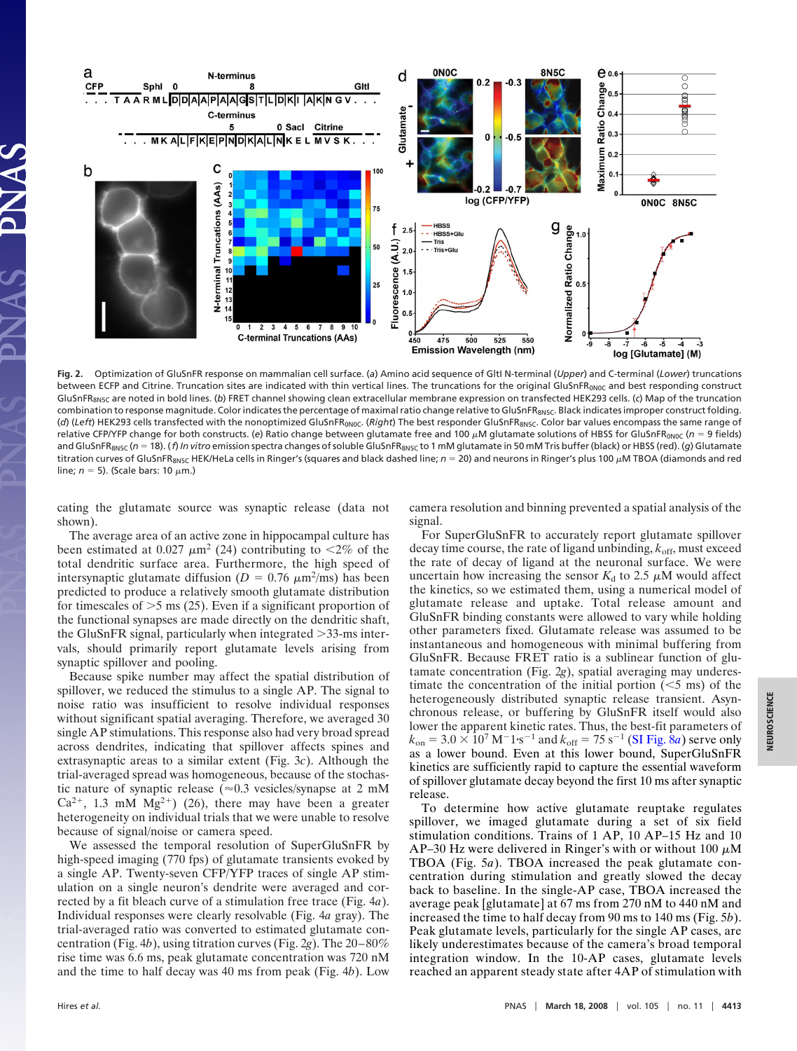**Fig. 2.** Optimization of GluSnFR response on mammalian cell surface. (*a*) Amino acid sequence of GltI N-terminal (*Upper*) and C-terminal (*Lower*) truncations between ECFP and Citrine. Truncation sites are indicated with thin vertical lines. The truncations for the original $GluSnFR_{0N0C}$ and best responding construct $GluSnFR_{8N5C}$ are noted in bold lines. (*b*) FRET channel showing clean extracellular membrane expression on transfected HEK293 cells. (*c*) Map of the truncation combination to response magnitude. Color indicates the percentage of maximal ratio change relative to $GluSnFR_{8N5C}$. Black indicates improper construct folding. (*d*) (*Left*) HEK293 cells transfected with the nonoptimized $GluSnFR_{0N0C}$. (*Right*) The best responder $GluSnFR_{8N5C}$. Color bar values encompass the same range of relative CFP/YFP change for both constructs. (*e*) Ratio change between glutamate free and 100 $\mu$M glutamate solutions of HBSS for $GluSnFR_{0N0C}$ ($n = 9$ fields) and $GluSnFR_{8N5C}$ ($n = 18$). (*f*) *In vitro* emission spectra changes of soluble $GluSnFR_{8N5C}$ to 1 mM glutamate in 50 mM Tris buffer (black) or HBSS (red). (*g*) Glutamate titration curves of $GluSnFR_{8N5C}$ HEK/HeLa cells in Ringer's (squares and black dashed line; $n = 20$) and neurons in Ringer's plus 100 $\mu$M TBOA (diamonds and red line; $n = 5$). (Scale bars: 10 $\mu$m.)

cating the glutamate source was synaptic release (data not shown).

The average area of an active zone in hippocampal culture has been estimated at 0.027 $\mu m^2$ (24) contributing to <2% of the total dendritic surface area. Furthermore, the high speed of intersynaptic glutamate diffusion ($D = 0.76\ \mu m^2/ms$) has been predicted to produce a relatively smooth glutamate distribution for timescales of >5 ms (25). Even if a significant proportion of the functional synapses are made directly on the dendritic shaft, the GluSnFR signal, particularly when integrated >33-ms intervals, should primarily report glutamate levels arising from synaptic spillover and pooling.

Because spike number may affect the spatial distribution of spillover, we reduced the stimulus to a single AP. The signal to noise ratio was insufficient to resolve individual responses without significant spatial averaging. Therefore, we averaged 30 single AP stimulations. This response also had very broad spread across dendrites, indicating that spillover affects spines and extrasynaptic areas to a similar extent (Fig. 3*c*). Although the trial-averaged spread was homogeneous, because of the stochastic nature of synaptic release (≈0.3 vesicles/synapse at 2 mM $Ca^{2+}$, 1.3 mM $Mg^{2+}$) (26), there may have been a greater heterogeneity on individual trials that we were unable to resolve because of signal/noise or camera speed.

We assessed the temporal resolution of SuperGluSnFR by high-speed imaging (770 fps) of glutamate transients evoked by a single AP. Twenty-seven CFP/YFP traces of single AP stimulation on a single neuron's dendrite were averaged and corrected by a fit bleach curve of a stimulation free trace (Fig. 4*a*). Individual responses were clearly resolvable (Fig. 4*a* gray). The trial-averaged ratio was converted to estimated glutamate concentration (Fig. 4*b*), using titration curves (Fig. 2*g*). The 20–80% rise time was 6.6 ms, peak glutamate concentration was 720 nM and the time to half decay was 40 ms from peak (Fig. 4*b*). Low camera resolution and binning prevented a spatial analysis of the signal.

For SuperGluSnFR to accurately report glutamate spillover decay time course, the rate of ligand unbinding, $k_{off}$, must exceed the rate of decay of ligand at the neuronal surface. We were uncertain how increasing the sensor $K_d$ to 2.5 $\mu$M would affect the kinetics, so we estimated them, using a numerical model of glutamate release and uptake. Total release amount and GluSnFR binding constants were allowed to vary while holding other parameters fixed. Glutamate release was assumed to be instantaneous and homogeneous with minimal buffering from GluSnFR. Because FRET ratio is a sublinear function of glutamate concentration (Fig. 2*g*), spatial averaging may underestimate the concentration of the initial portion (<5 ms) of the heterogeneously distributed synaptic release transient. Asynchronous release, or buffering by GluSnFR itself would also lower the apparent kinetic rates. Thus, the best-fit parameters of $k_{on} = 3.0 \times 10^7\ M^{-1}{\cdot}s^{-1}$ and $k_{off} = 75\ s^{-1}$ (SI Fig. 8*a*) serve only as a lower bound. Even at this lower bound, SuperGluSnFR kinetics are sufficiently rapid to capture the essential waveform of spillover glutamate decay beyond the first 10 ms after synaptic release.

To determine how active glutamate reuptake regulates spillover, we imaged glutamate during a set of six field stimulation conditions. Trains of 1 AP, 10 AP–15 Hz and 10 AP–30 Hz were delivered in Ringer's with or without 100 $\mu$M TBOA (Fig. 5*a*). TBOA increased the peak glutamate concentration during stimulation and greatly slowed the decay back to baseline. In the single-AP case, TBOA increased the average peak [glutamate] at 67 ms from 270 nM to 440 nM and increased the time to half decay from 90 ms to 140 ms (Fig. 5*b*). Peak glutamate levels, particularly for the single AP cases, are likely underestimates because of the camera's broad temporal integration window. In the 10-AP cases, glutamate levels reached an apparent steady state after 4AP of stimulation with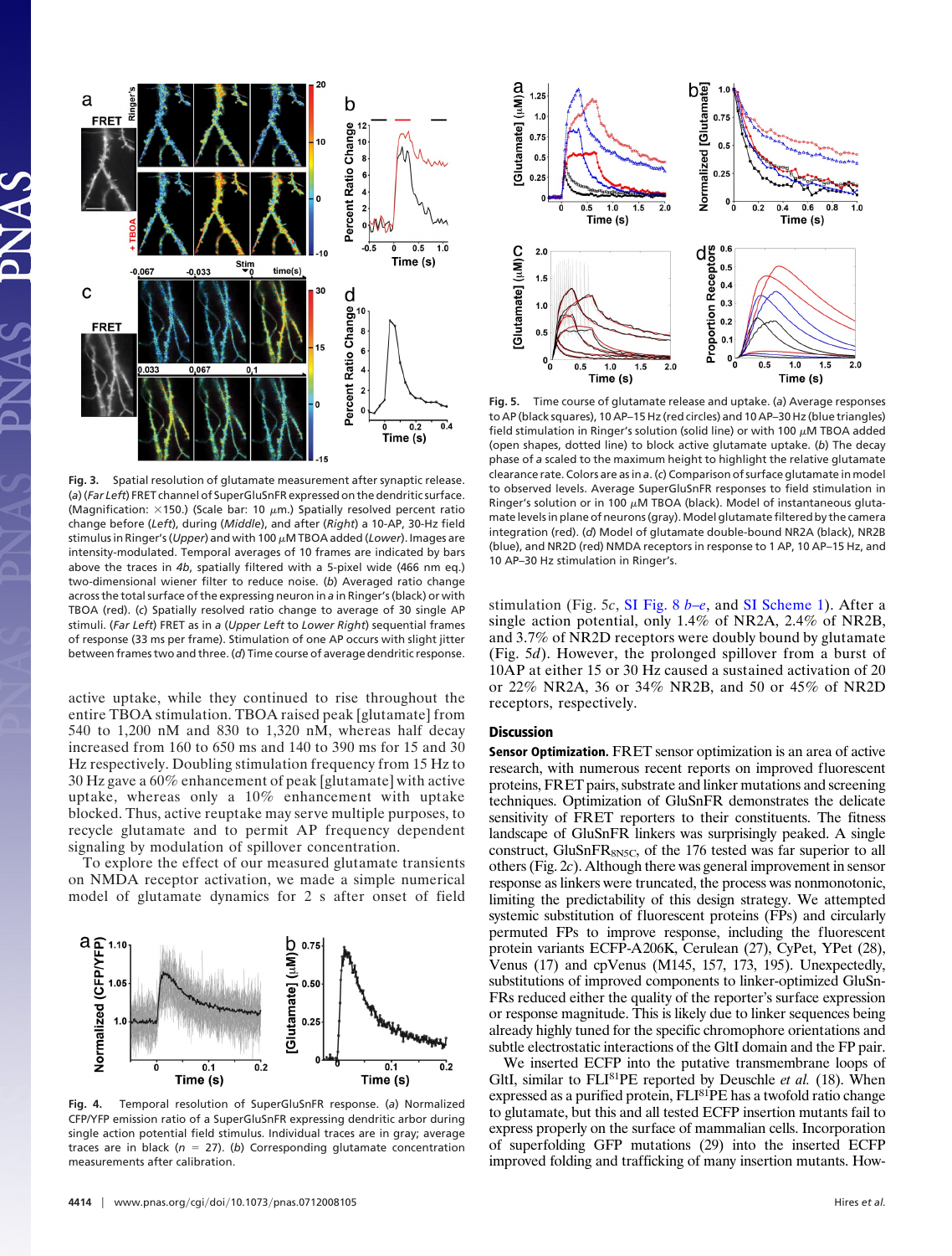**Fig. 3.** Spatial resolution of glutamate measurement after synaptic release. (*a*) (*Far Left*) FRET channel of SuperGluSnFR expressed on the dendritic surface. (Magnification: ×150.) (Scale bar: 10 μm.) Spatially resolved percent ratio change before (*Left*), during (*Middle*), and after (*Right*) a 10-AP, 30-Hz field stimulus in Ringer's (*Upper*) and with 100 μM TBOA added (*Lower*). Images are intensity-modulated. Temporal averages of 10 frames are indicated by bars above the traces in *4b*, spatially filtered with a 5-pixel wide (466 nm eq.) two-dimensional wiener filter to reduce noise. (*b*) Averaged ratio change across the total surface of the expressing neuron in *a* in Ringer's (black) or with TBOA (red). (*c*) Spatially resolved ratio change to average of 30 single AP stimuli. (*Far Left*) FRET as in *a* (*Upper Left* to *Lower Right*) sequential frames of response (33 ms per frame). Stimulation of one AP occurs with slight jitter between frames two and three. (*d*) Time course of average dendritic response.

active uptake, while they continued to rise throughout the entire TBOA stimulation. TBOA raised peak [glutamate] from 540 to 1,200 nM and 830 to 1,320 nM, whereas half decay increased from 160 to 650 ms and 140 to 390 ms for 15 and 30 Hz respectively. Doubling stimulation frequency from 15 Hz to 30 Hz gave a 60% enhancement of peak [glutamate] with active uptake, whereas only a 10% enhancement with uptake blocked. Thus, active reuptake may serve multiple purposes, to recycle glutamate and to permit AP frequency dependent signaling by modulation of spillover concentration.

To explore the effect of our measured glutamate transients on NMDA receptor activation, we made a simple numerical model of glutamate dynamics for 2 s after onset of field stimulation (Fig. 5*c*, SI Fig. 8 *b*–*e*, and SI Scheme 1). After a single action potential, only 1.4% of NR2A, 2.4% of NR2B, and 3.7% of NR2D receptors were doubly bound by glutamate (Fig. 5*d*). However, the prolonged spillover from a burst of 10AP at either 15 or 30 Hz caused a sustained activation of 20 or 22% NR2A, 36 or 34% NR2B, and 50 or 45% of NR2D receptors, respectively.

**Fig. 4.** Temporal resolution of SuperGluSnFR response. (*a*) Normalized CFP/YFP emission ratio of a SuperGluSnFR expressing dendritic arbor during single action potential field stimulus. Individual traces are in gray; average traces are in black ($n = 27$). (*b*) Corresponding glutamate concentration measurements after calibration.

**Fig. 5.** Time course of glutamate release and uptake. (*a*) Average responses to AP (black squares), 10 AP–15 Hz (red circles) and 10 AP–30 Hz (blue triangles) field stimulation in Ringer's solution (solid line) or with 100 μM TBOA added (open shapes, dotted line) to block active glutamate uptake. (*b*) The decay phase of *a* scaled to the maximum height to highlight the relative glutamate clearance rate. Colors are as in *a*. (*c*) Comparison of surface glutamate in model to observed levels. Average SuperGluSnFR responses to field stimulation in Ringer's solution or in 100 μM TBOA (black). Model of instantaneous glutamate levels in plane of neurons (gray). Model glutamate filtered by the camera integration (red). (*d*) Model of glutamate double-bound NR2A (black), NR2B (blue), and NR2D (red) NMDA receptors in response to 1 AP, 10 AP–15 Hz, and 10 AP–30 Hz stimulation in Ringer's.

## Discussion

**Sensor Optimization.** FRET sensor optimization is an area of active research, with numerous recent reports on improved fluorescent proteins, FRET pairs, substrate and linker mutations and screening techniques. Optimization of GluSnFR demonstrates the delicate sensitivity of FRET reporters to their constituents. The fitness landscape of GluSnFR linkers was surprisingly peaked. A single construct, $GluSnFR_{8N5C}$, of the 176 tested was far superior to all others (Fig. 2*c*). Although there was general improvement in sensor response as linkers were truncated, the process was nonmonotonic, limiting the predictability of this design strategy. We attempted systemic substitution of fluorescent proteins (FPs) and circularly permuted FPs to improve response, including the fluorescent protein variants ECFP-A206K, Cerulean (27), CyPet, YPet (28), Venus (17) and cpVenus (M145, 157, 173, 195). Unexpectedly, substitutions of improved components to linker-optimized GluSnFRs reduced either the quality of the reporter's surface expression or response magnitude. This is likely due to linker sequences being already highly tuned for the specific chromophore orientations and subtle electrostatic interactions of the GltI domain and the FP pair.

We inserted ECFP into the putative transmembrane loops of GltI, similar to FLI[81]PE reported by Deuschle *et al.* (18). When expressed as a purified protein, FLI[81]PE has a twofold ratio change to glutamate, but this and all tested ECFP insertion mutants fail to express properly on the surface of mammalian cells. Incorporation of superfolding GFP mutations (29) into the inserted ECFP improved folding and trafficking of many insertion mutants. How-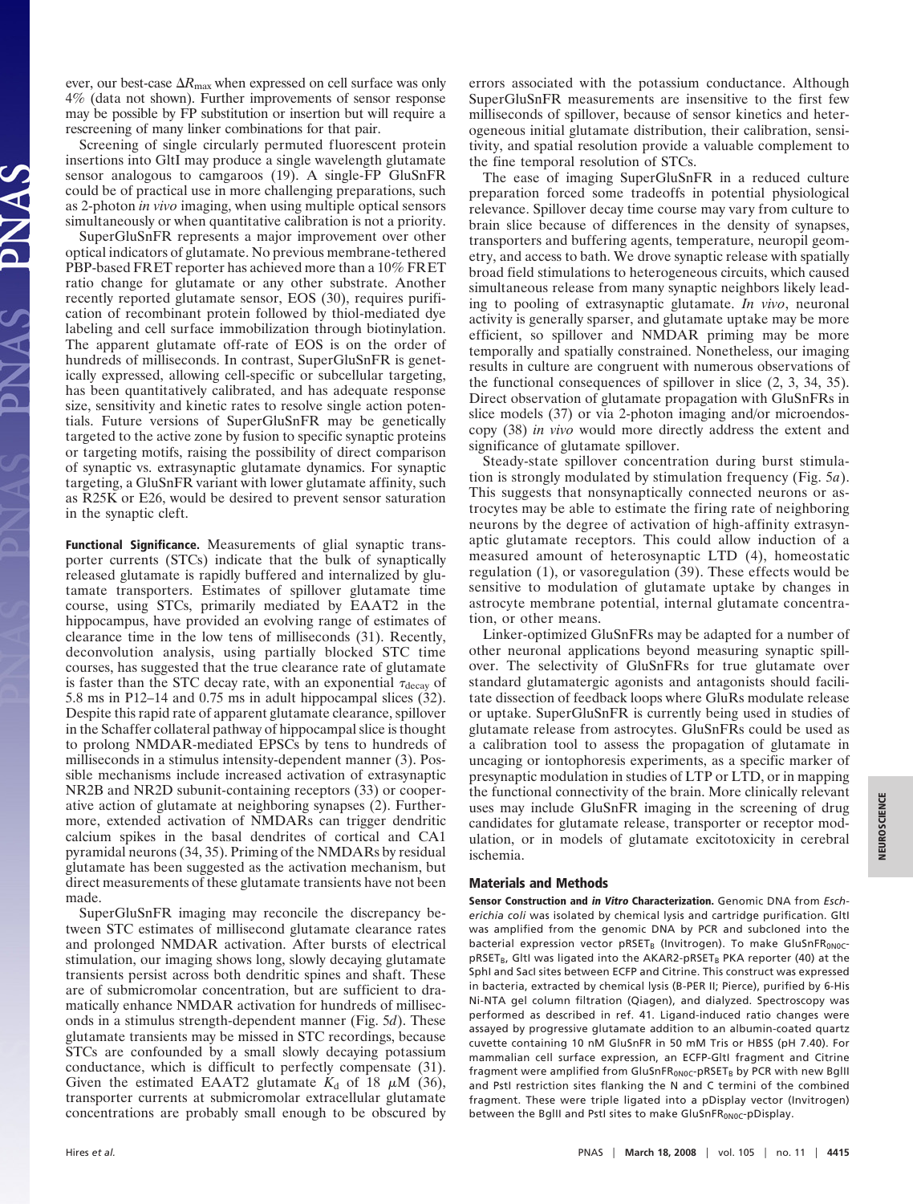ever, our best-case $\Delta R_{max}$ when expressed on cell surface was only 4% (data not shown). Further improvements of sensor response may be possible by FP substitution or insertion but will require a rescreening of many linker combinations for that pair.

Screening of single circularly permuted fluorescent protein insertions into GltI may produce a single wavelength glutamate sensor analogous to camgaroos (19). A single-FP GluSnFR could be of practical use in more challenging preparations, such as 2-photon *in vivo* imaging, when using multiple optical sensors simultaneously or when quantitative calibration is not a priority.

SuperGluSnFR represents a major improvement over other optical indicators of glutamate. No previous membrane-tethered PBP-based FRET reporter has achieved more than a 10% FRET ratio change for glutamate or any other substrate. Another recently reported glutamate sensor, EOS (30), requires purification of recombinant protein followed by thiol-mediated dye labeling and cell surface immobilization through biotinylation. The apparent glutamate off-rate of EOS is on the order of hundreds of milliseconds. In contrast, SuperGluSnFR is genetically expressed, allowing cell-specific or subcellular targeting, has been quantitatively calibrated, and has adequate response size, sensitivity and kinetic rates to resolve single action potentials. Future versions of SuperGluSnFR may be genetically targeted to the active zone by fusion to specific synaptic proteins or targeting motifs, raising the possibility of direct comparison of synaptic vs. extrasynaptic glutamate dynamics. For synaptic targeting, a GluSnFR variant with lower glutamate affinity, such as R25K or E26, would be desired to prevent sensor saturation in the synaptic cleft.

**Functional Significance.** Measurements of glial synaptic transporter currents (STCs) indicate that the bulk of synaptically released glutamate is rapidly buffered and internalized by glutamate transporters. Estimates of spillover glutamate time course, using STCs, primarily mediated by EAAT2 in the hippocampus, have provided an evolving range of estimates of clearance time in the low tens of milliseconds (31). Recently, deconvolution analysis, using partially blocked STC time courses, has suggested that the true clearance rate of glutamate is faster than the STC decay rate, with an exponential $\tau_{decay}$ of 5.8 ms in P12–14 and 0.75 ms in adult hippocampal slices (32). Despite this rapid rate of apparent glutamate clearance, spillover in the Schaffer collateral pathway of hippocampal slice is thought to prolong NMDAR-mediated EPSCs by tens to hundreds of milliseconds in a stimulus intensity-dependent manner (3). Possible mechanisms include increased activation of extrasynaptic NR2B and NR2D subunit-containing receptors (33) or cooperative action of glutamate at neighboring synapses (2). Furthermore, extended activation of NMDARs can trigger dendritic calcium spikes in the basal dendrites of cortical and CA1 pyramidal neurons (34, 35). Priming of the NMDARs by residual glutamate has been suggested as the activation mechanism, but direct measurements of these glutamate transients have not been made.

SuperGluSnFR imaging may reconcile the discrepancy between STC estimates of millisecond glutamate clearance rates and prolonged NMDAR activation. After bursts of electrical stimulation, our imaging shows long, slowly decaying glutamate transients persist across both dendritic spines and shaft. These are of submicromolar concentration, but are sufficient to dramatically enhance NMDAR activation for hundreds of milliseconds in a stimulus strength-dependent manner (Fig. 5*d*). These glutamate transients may be missed in STC recordings, because STCs are confounded by a small slowly decaying potassium conductance, which is difficult to perfectly compensate (31). Given the estimated EAAT2 glutamate $K_d$ of 18 $\mu$M (36), transporter currents at submicromolar extracellular glutamate concentrations are probably small enough to be obscured by errors associated with the potassium conductance. Although SuperGluSnFR measurements are insensitive to the first few milliseconds of spillover, because of sensor kinetics and heterogeneous initial glutamate distribution, their calibration, sensitivity, and spatial resolution provide a valuable complement to the fine temporal resolution of STCs.

The ease of imaging SuperGluSnFR in a reduced culture preparation forced some tradeoffs in potential physiological relevance. Spillover decay time course may vary from culture to brain slice because of differences in the density of synapses, transporters and buffering agents, temperature, neuropil geometry, and access to bath. We drove synaptic release with spatially broad field stimulations to heterogeneous circuits, which caused simultaneous release from many synaptic neighbors likely leading to pooling of extrasynaptic glutamate. *In vivo*, neuronal activity is generally sparser, and glutamate uptake may be more efficient, so spillover and NMDAR priming may be more temporally and spatially constrained. Nonetheless, our imaging results in culture are congruent with numerous observations of the functional consequences of spillover in slice (2, 3, 34, 35). Direct observation of glutamate propagation with GluSnFRs in slice models (37) or via 2-photon imaging and/or microendoscopy (38) *in vivo* would more directly address the extent and significance of glutamate spillover.

Steady-state spillover concentration during burst stimulation is strongly modulated by stimulation frequency (Fig. 5*a*). This suggests that nonsynaptically connected neurons or astrocytes may be able to estimate the firing rate of neighboring neurons by the degree of activation of high-affinity extrasynaptic glutamate receptors. This could allow induction of a measured amount of heterosynaptic LTD (4), homeostatic regulation (1), or vasoregulation (39). These effects would be sensitive to modulation of glutamate uptake by changes in astrocyte membrane potential, internal glutamate concentration, or other means.

Linker-optimized GluSnFRs may be adapted for a number of other neuronal applications beyond measuring synaptic spillover. The selectivity of GluSnFRs for true glutamate over standard glutamatergic agonists and antagonists should facilitate dissection of feedback loops where GluRs modulate release or uptake. SuperGluSnFR is currently being used in studies of glutamate release from astrocytes. GluSnFRs could be used as a calibration tool to assess the propagation of glutamate in uncaging or iontophoresis experiments, as a specific marker of presynaptic modulation in studies of LTP or LTD, or in mapping the functional connectivity of the brain. More clinically relevant uses may include GluSnFR imaging in the screening of drug candidates for glutamate release, transporter or receptor modulation, or in models of glutamate excitotoxicity in cerebral ischemia.

## Materials and Methods

**Sensor Construction and *In Vitro* Characterization.** Genomic DNA from *Escherichia coli* was isolated by chemical lysis and cartridge purification. GltI was amplified from the genomic DNA by PCR and subcloned into the bacterial expression vector pRSET$_B$ (Invitrogen). To make GluSnFR$_{0N0C}$-pRSET$_B$, GltI was ligated into the AKAR2-pRSET$_B$ PKA reporter (40) at the SphI and SacI sites between ECFP and Citrine. This construct was expressed in bacteria, extracted by chemical lysis (B-PER II; Pierce), purified by 6-His Ni-NTA gel column filtration (Qiagen), and dialyzed. Spectroscopy was performed as described in ref. 41. Ligand-induced ratio changes were assayed by progressive glutamate addition to an albumin-coated quartz cuvette containing 10 nM GluSnFR in 50 mM Tris or HBSS (pH 7.40). For mammalian cell surface expression, an ECFP-GltI fragment and Citrine fragment were amplified from GluSnFR$_{0N0C}$-pRSET$_B$ by PCR with new BglII and PstI restriction sites flanking the N and C termini of the combined fragment. These were triple ligated into a pDisplay vector (Invitrogen) between the BglII and PstI sites to make GluSnFR$_{0N0C}$-pDisplay.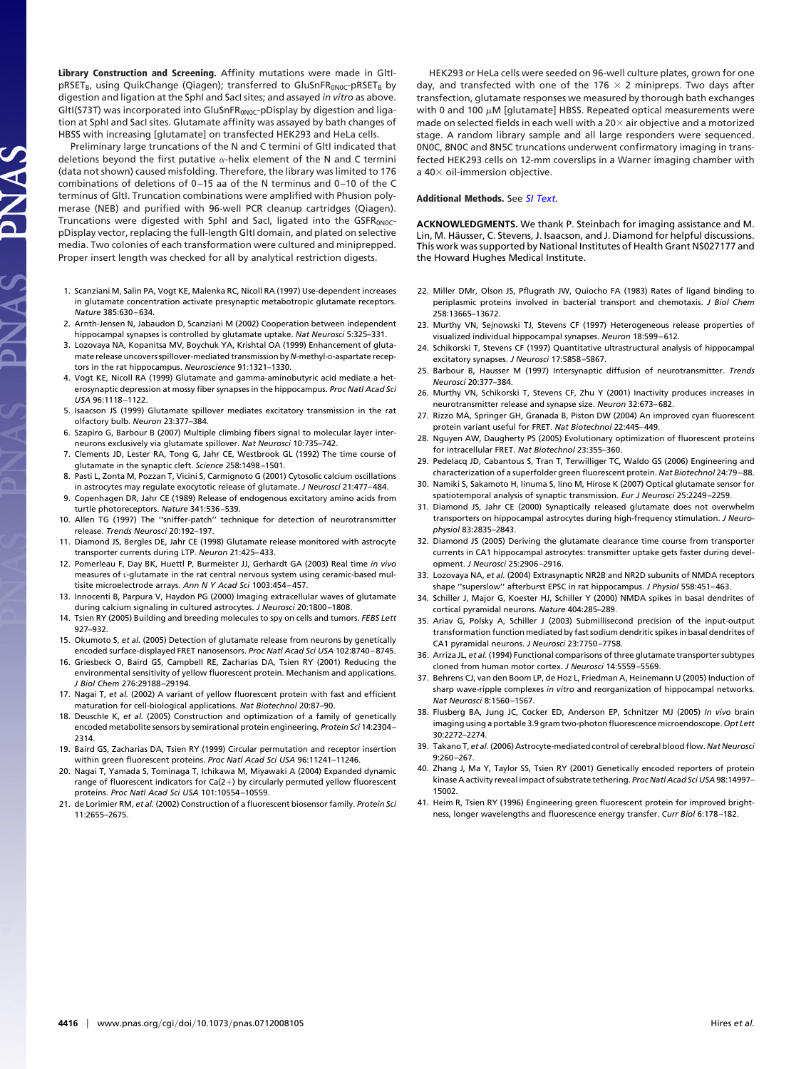**Library Construction and Screening.** Affinity mutations were made in GltI-pRSET$_B$, using QuikChange (Qiagen); transferred to GluSnFR$_{0N0C}$-pRSET$_B$ by digestion and ligation at the SphI and SacI sites; and assayed *in vitro* as above. GltI(S73T) was incorporated into GluSnFR$_{0N0C}$-pDisplay by digestion and ligation at SphI and SacI sites. Glutamate affinity was assayed by bath changes of HBSS with increasing [glutamate] on transfected HEK293 and HeLa cells.

Preliminary large truncations of the N and C termini of GltI indicated that deletions beyond the first putative α-helix element of the N and C termini (data not shown) caused misfolding. Therefore, the library was limited to 176 combinations of deletions of 0–15 aa of the N terminus and 0–10 of the C terminus of GltI. Truncation combinations were amplified with Phusion polymerase (NEB) and purified with 96-well PCR cleanup cartridges (Qiagen). Truncations were digested with SphI and SacI, ligated into the GSFR$_{0N0C}$-pDisplay vector, replacing the full-length GltI domain, and plated on selective media. Two colonies of each transformation were cultured and miniprepped. Proper insert length was checked for all by analytical restriction digests.

HEK293 or HeLa cells were seeded on 96-well culture plates, grown for one day, and transfected with one of the 176 × 2 minipreps. Two days after transfection, glutamate responses we measured by thorough bath exchanges with 0 and 100 μM [glutamate] HBSS. Repeated optical measurements were made on selected fields in each well with a 20× air objective and a motorized stage. A random library sample and all large responders were sequenced. 0N0C, 8N0C and 8N5C truncations underwent confirmatory imaging in transfected HEK293 cells on 12-mm coverslips in a Warner imaging chamber with a 40× oil-immersion objective.

**Additional Methods.** See *SI Text*.

**ACKNOWLEDGMENTS.** We thank P. Steinbach for imaging assistance and M. Lin, M. Häusser, C. Stevens, J. Isaacson, and J. Diamond for helpful discussions. This work was supported by National Institutes of Health Grant NS027177 and the Howard Hughes Medical Institute.

1. Scanziani M, Salin PA, Vogt KE, Malenka RC, Nicoll RA (1997) Use-dependent increases in glutamate concentration activate presynaptic metabotropic glutamate receptors. *Nature* 385:630–634.
2. Arnth-Jensen N, Jabaudon D, Scanziani M (2002) Cooperation between independent hippocampal synapses is controlled by glutamate uptake. *Nat Neurosci* 5:325–331.
3. Lozovaya NA, Kopanitsa MV, Boychuk YA, Krishtal OA (1999) Enhancement of glutamate release uncovers spillover-mediated transmission by *N*-methyl-D-aspartate receptors in the rat hippocampus. *Neuroscience* 91:1321–1330.
4. Vogt KE, Nicoll RA (1999) Glutamate and gamma-aminobutyric acid mediate a heterosynaptic depression at mossy fiber synapses in the hippocampus. *Proc Natl Acad Sci USA* 96:1118–1122.
5. Isaacson JS (1999) Glutamate spillover mediates excitatory transmission in the rat olfactory bulb. *Neuron* 23:377–384.
6. Szapiro G, Barbour B (2007) Multiple climbing fibers signal to molecular layer interneurons exclusively via glutamate spillover. *Nat Neurosci* 10:735–742.
7. Clements JD, Lester RA, Tong G, Jahr CE, Westbrook GL (1992) The time course of glutamate in the synaptic cleft. *Science* 258:1498–1501.
8. Pasti L, Zonta M, Pozzan T, Vicini S, Carmignoto G (2001) Cytosolic calcium oscillations in astrocytes may regulate exocytotic release of glutamate. *J Neurosci* 21:477–484.
9. Copenhagen DR, Jahr CE (1989) Release of endogenous excitatory amino acids from turtle photoreceptors. *Nature* 341:536–539.
10. Allen TG (1997) The ''sniffer-patch'' technique for detection of neurotransmitter release. *Trends Neurosci* 20:192–197.
11. Diamond JS, Bergles DE, Jahr CE (1998) Glutamate release monitored with astrocyte transporter currents during LTP. *Neuron* 21:425–433.
12. Pomerleau F, Day BK, Huettl P, Burmeister JJ, Gerhardt GA (2003) Real time *in vivo* measures of L-glutamate in the rat central nervous system using ceramic-based multisite microelectrode arrays. *Ann N Y Acad Sci* 1003:454–457.
13. Innocenti B, Parpura V, Haydon PG (2000) Imaging extracellular waves of glutamate during calcium signaling in cultured astrocytes. *J Neurosci* 20:1800–1808.
14. Tsien RY (2005) Building and breeding molecules to spy on cells and tumors. *FEBS Lett* 927–932.
15. Okumoto S, *et al.* (2005) Detection of glutamate release from neurons by genetically encoded surface-displayed FRET nanosensors. *Proc Natl Acad Sci USA* 102:8740–8745.
16. Griesbeck O, Baird GS, Campbell RE, Zacharias DA, Tsien RY (2001) Reducing the environmental sensitivity of yellow fluorescent protein. Mechanism and applications. *J Biol Chem* 276:29188–29194.
17. Nagai T, *et al.* (2002) A variant of yellow fluorescent protein with fast and efficient maturation for cell-biological applications. *Nat Biotechnol* 20:87–90.
18. Deuschle K, *et al.* (2005) Construction and optimization of a family of genetically encoded metabolite sensors by semirational protein engineering. *Protein Sci* 14:2304–2314.
19. Baird GS, Zacharias DA, Tsien RY (1999) Circular permutation and receptor insertion within green fluorescent proteins. *Proc Natl Acad Sci USA* 96:11241–11246.
20. Nagai T, Yamada S, Tominaga T, Ichikawa M, Miyawaki A (2004) Expanded dynamic range of fluorescent indicators for Ca(2+) by circularly permuted yellow fluorescent proteins. *Proc Natl Acad Sci USA* 101:10554–10559.
21. de Lorimier RM, *et al.* (2002) Construction of a fluorescent biosensor family. *Protein Sci* 11:2655–2675.
22. Miller DMr, Olson JS, Pflugrath JW, Quiocho FA (1983) Rates of ligand binding to periplasmic proteins involved in bacterial transport and chemotaxis. *J Biol Chem* 258:13665–13672.
23. Murthy VN, Sejnowski TJ, Stevens CF (1997) Heterogeneous release properties of visualized individual hippocampal synapses. *Neuron* 18:599–612.
24. Schikorski T, Stevens CF (1997) Quantitative ultrastructural analysis of hippocampal excitatory synapses. *J Neurosci* 17:5858–5867.
25. Barbour B, Hausser M (1997) Intersynaptic diffusion of neurotransmitter. *Trends Neurosci* 20:377–384.
26. Murthy VN, Schikorski T, Stevens CF, Zhu Y (2001) Inactivity produces increases in neurotransmitter release and synapse size. *Neuron* 32:673–682.
27. Rizzo MA, Springer GH, Granada B, Piston DW (2004) An improved cyan fluorescent protein variant useful for FRET. *Nat Biotechnol* 22:445–449.
28. Nguyen AW, Daugherty PS (2005) Evolutionary optimization of fluorescent proteins for intracellular FRET. *Nat Biotechnol* 23:355–360.
29. Pedelacq JD, Cabantous S, Tran T, Terwilliger TC, Waldo GS (2006) Engineering and characterization of a superfolder green fluorescent protein. *Nat Biotechnol* 24:79–88.
30. Namiki S, Sakamoto H, Iinuma S, Iino M, Hirose K (2007) Optical glutamate sensor for spatiotemporal analysis of synaptic transmission. *Eur J Neurosci* 25:2249–2259.
31. Diamond JS, Jahr CE (2000) Synaptically released glutamate does not overwhelm transporters on hippocampal astrocytes during high-frequency stimulation. *J Neurophysiol* 83:2835–2843.
32. Diamond JS (2005) Deriving the glutamate clearance time course from transporter currents in CA1 hippocampal astrocytes: transmitter uptake gets faster during development. *J Neurosci* 25:2906–2916.
33. Lozovaya NA, *et al.* (2004) Extrasynaptic NR2B and NR2D subunits of NMDA receptors shape ''superslow'' afterburst EPSC in rat hippocampus. *J Physiol* 558:451–463.
34. Schiller J, Major G, Koester HJ, Schiller Y (2000) NMDA spikes in basal dendrites of cortical pyramidal neurons. *Nature* 404:285–289.
35. Ariav G, Polsky A, Schiller J (2003) Submillisecond precision of the input-output transformation function mediated by fast sodium dendritic spikes in basal dendrites of CA1 pyramidal neurons. *J Neurosci* 23:7750–7758.
36. Arriza JL, *et al.* (1994) Functional comparisons of three glutamate transporter subtypes cloned from human motor cortex. *J Neurosci* 14:5559–5569.
37. Behrens CJ, van den Boom LP, de Hoz L, Friedman A, Heinemann U (2005) Induction of sharp wave-ripple complexes *in vitro* and reorganization of hippocampal networks. *Nat Neurosci* 8:1560–1567.
38. Flusberg BA, Jung JC, Cocker ED, Anderson EP, Schnitzer MJ (2005) *In vivo* brain imaging using a portable 3.9 gram two-photon fluorescence microendoscope. *Opt Lett* 30:2272–2274.
39. Takano T, *et al.* (2006) Astrocyte-mediated control of cerebral blood flow. *Nat Neurosci* 9:260–267.
40. Zhang J, Ma Y, Taylor SS, Tsien RY (2001) Genetically encoded reporters of protein kinase A activity reveal impact of substrate tethering. *Proc Natl Acad Sci USA* 98:14997–15002.
41. Heim R, Tsien RY (1996) Engineering green fluorescent protein for improved brightness, longer wavelengths and fluorescence energy transfer. *Curr Biol* 6:178–182.